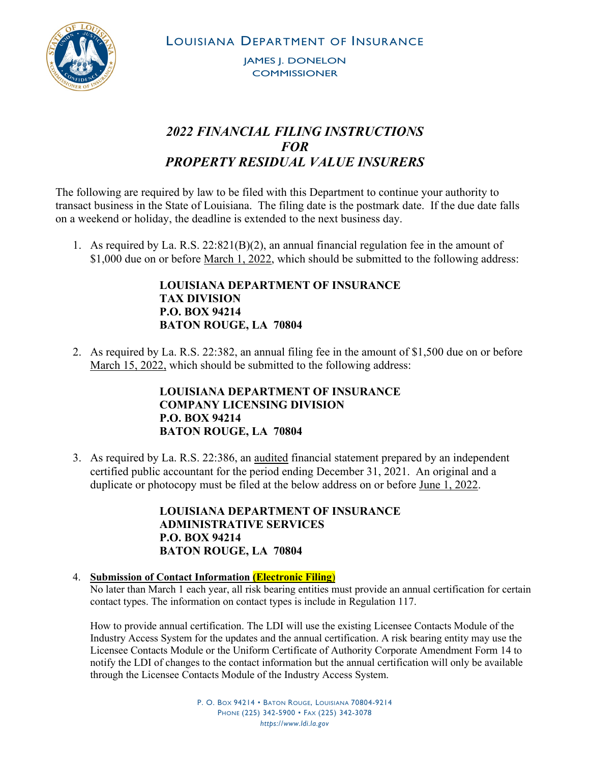LOUISIANA DEPARTMENT OF INSURANCE

JAMES J. DONELON
COMMISSIONER

# *2022 FINANCIAL FILING INSTRUCTIONS FOR PROPERTY RESIDUAL VALUE INSURERS*

The following are required by law to be filed with this Department to continue your authority to transact business in the State of Louisiana. The filing date is the postmark date. If the due date falls on a weekend or holiday, the deadline is extended to the next business day.

1. As required by La. R.S. 22:821(B)(2), an annual financial regulation fee in the amount of $1,000 due on or before March 1, 2022, which should be submitted to the following address:

   **LOUISIANA DEPARTMENT OF INSURANCE**
   **TAX DIVISION**
   **P.O. BOX 94214**
   **BATON ROUGE, LA 70804**

2. As required by La. R.S. 22:382, an annual filing fee in the amount of $1,500 due on or before March 15, 2022, which should be submitted to the following address:

   **LOUISIANA DEPARTMENT OF INSURANCE**
   **COMPANY LICENSING DIVISION**
   **P.O. BOX 94214**
   **BATON ROUGE, LA 70804**

3. As required by La. R.S. 22:386, an audited financial statement prepared by an independent certified public accountant for the period ending December 31, 2021. An original and a duplicate or photocopy must be filed at the below address on or before June 1, 2022.

   **LOUISIANA DEPARTMENT OF INSURANCE**
   **ADMINISTRATIVE SERVICES**
   **P.O. BOX 94214**
   **BATON ROUGE, LA 70804**

4. **Submission of Contact Information (Electronic Filing)**
   No later than March 1 each year, all risk bearing entities must provide an annual certification for certain contact types. The information on contact types is include in Regulation 117.

   How to provide annual certification. The LDI will use the existing Licensee Contacts Module of the Industry Access System for the updates and the annual certification. A risk bearing entity may use the Licensee Contacts Module or the Uniform Certificate of Authority Corporate Amendment Form 14 to notify the LDI of changes to the contact information but the annual certification will only be available through the Licensee Contacts Module of the Industry Access System.

P. O. Box 94214 • Baton Rouge, Louisiana 70804-9214
Phone (225) 342-5900 • Fax (225) 342-3078
*https://www.ldi.la.gov*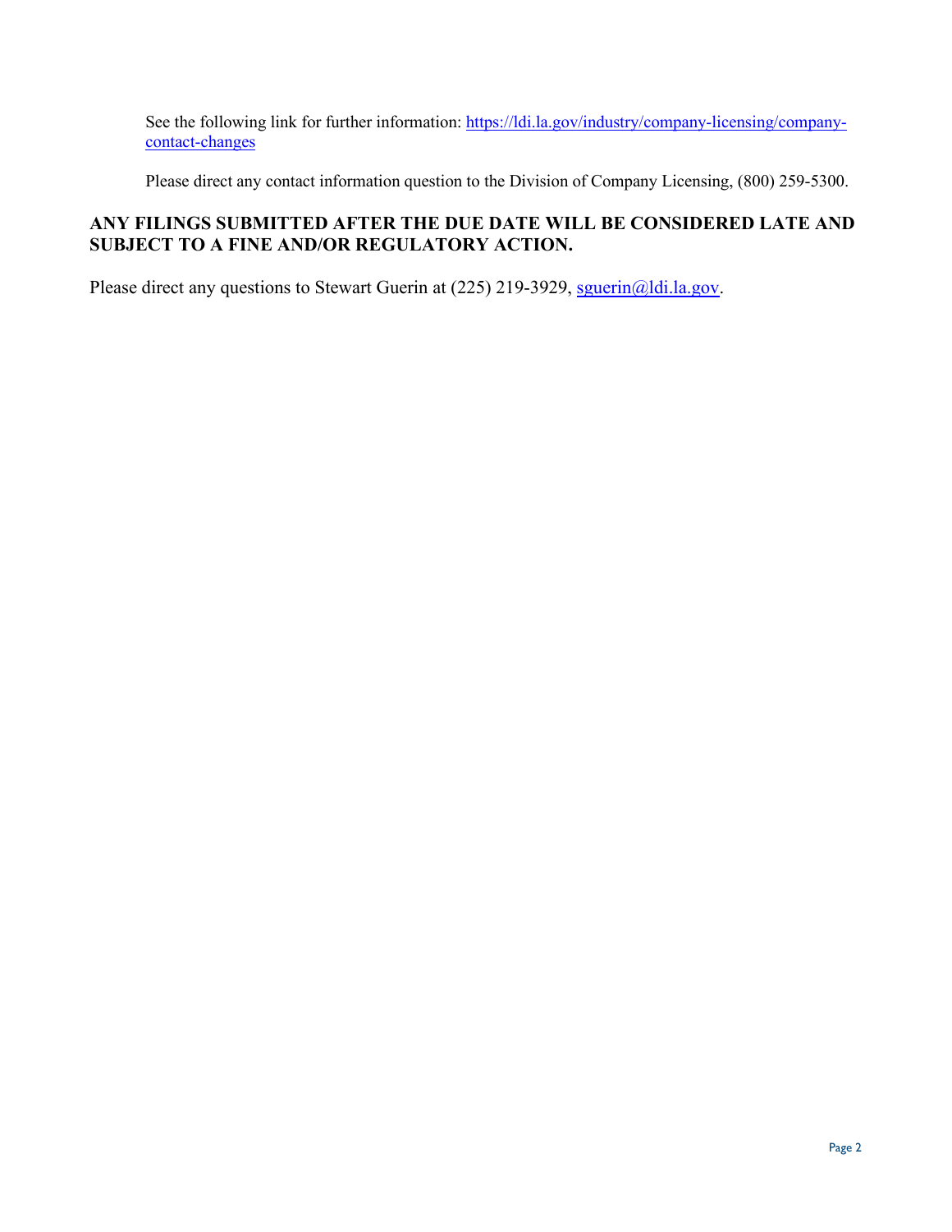See the following link for further information: [https://ldi.la.gov/industry/company-licensing/company-contact-changes](https://ldi.la.gov/industry/company-licensing/company-contact-changes)

Please direct any contact information question to the Division of Company Licensing, (800) 259-5300.

**ANY FILINGS SUBMITTED AFTER THE DUE DATE WILL BE CONSIDERED LATE AND SUBJECT TO A FINE AND/OR REGULATORY ACTION.**

Please direct any questions to Stewart Guerin at (225) 219-3929, [sguerin@ldi.la.gov](mailto:sguerin@ldi.la.gov).